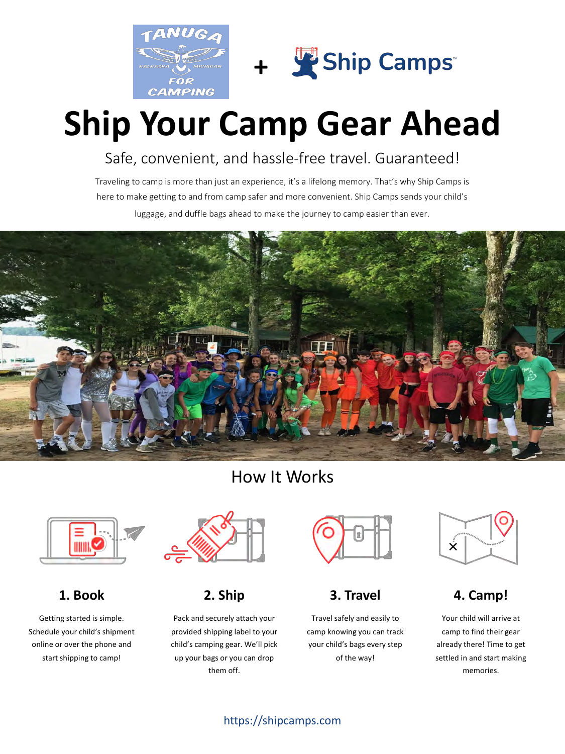TANUGA FOR CAMPING + Ship Camps™

# Ship Your Camp Gear Ahead

Safe, convenient, and hassle-free travel. Guaranteed!

Traveling to camp is more than just an experience, it's a lifelong memory. That's why Ship Camps is here to make getting to and from camp safer and more convenient. Ship Camps sends your child's luggage, and duffle bags ahead to make the journey to camp easier than ever.

## How It Works

### 1. Book

Getting started is simple. Schedule your child's shipment online or over the phone and start shipping to camp!

### 2. Ship

Pack and securely attach your provided shipping label to your child's camping gear. We'll pick up your bags or you can drop them off.

### 3. Travel

Travel safely and easily to camp knowing you can track your child's bags every step of the way!

### 4. Camp!

Your child will arrive at camp to find their gear already there! Time to get settled in and start making memories.

https://shipcamps.com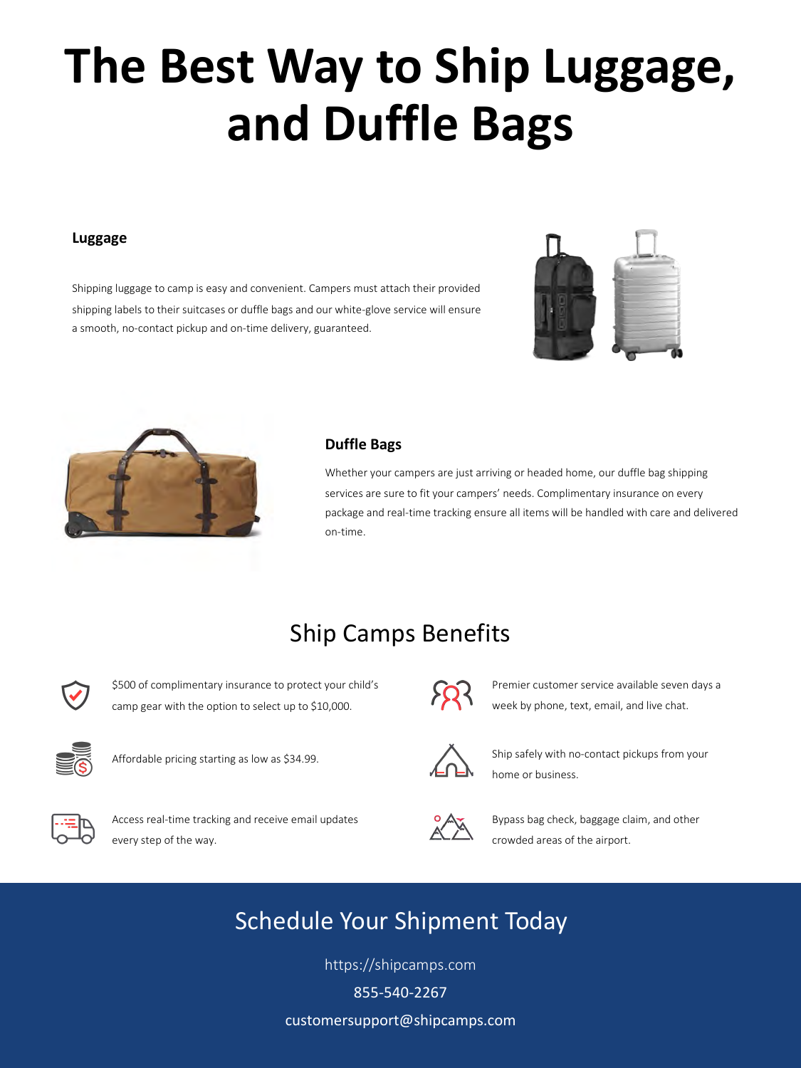# The Best Way to Ship Luggage, and Duffle Bags

### Luggage

Shipping luggage to camp is easy and convenient. Campers must attach their provided shipping labels to their suitcases or duffle bags and our white-glove service will ensure a smooth, no-contact pickup and on-time delivery, guaranteed.

### Duffle Bags

Whether your campers are just arriving or headed home, our duffle bag shipping services are sure to fit your campers' needs. Complimentary insurance on every package and real-time tracking ensure all items will be handled with care and delivered on-time.

## Ship Camps Benefits

- $500 of complimentary insurance to protect your child's camp gear with the option to select up to $10,000.
- Affordable pricing starting as low as $34.99.
- Access real-time tracking and receive email updates every step of the way.
- Premier customer service available seven days a week by phone, text, email, and live chat.
- Ship safely with no-contact pickups from your home or business.
- Bypass bag check, baggage claim, and other crowded areas of the airport.

## Schedule Your Shipment Today

https://shipcamps.com

855-540-2267

customersupport@shipcamps.com